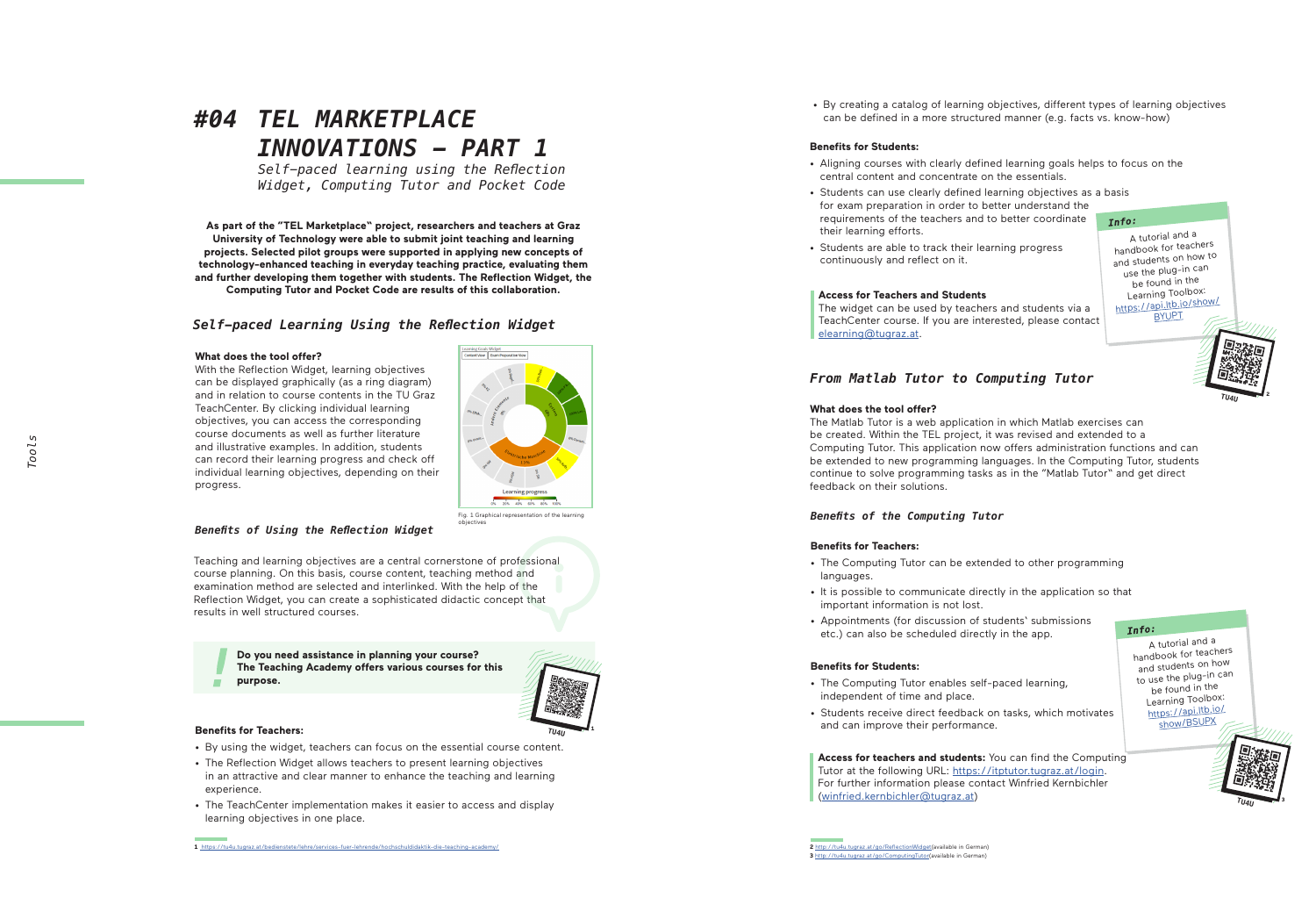# #04 TEL MARKETPLACE INNOVATIONS – PART 1

*Self-paced learning using the Reflection Widget, Computing Tutor and Pocket Code*

**As part of the "TEL Marketplace" project, researchers and teachers at Graz University of Technology were able to submit joint teaching and learning projects. Selected pilot groups were supported in applying new concepts of technology-enhanced teaching in everyday teaching practice, evaluating them and further developing them together with students. The Reflection Widget, the Computing Tutor and Pocket Code are results of this collaboration.**

## *Self-paced Learning Using the Reflection Widget*

### What does the tool offer?

With the Reflection Widget, learning objectives can be displayed graphically (as a ring diagram) and in relation to course contents in the TU Graz TeachCenter. By clicking individual learning objectives, you can access the corresponding course documents as well as further literature and illustrative examples. In addition, students can record their learning progress and check off individual learning objectives, depending on their progress.

Fig. 1 Graphical representation of the learning objectives

### *Benefits of Using the Reflection Widget*

Teaching and learning objectives are a central cornerstone of professional course planning. On this basis, course content, teaching method and examination method are selected and interlinked. With the help of the Reflection Widget, you can create a sophisticated didactic concept that results in well structured courses.

**Do you need assistance in planning your course? The Teaching Academy offers various courses for this purpose.**[1]

### Benefits for Teachers:

- By using the widget, teachers can focus on the essential course content.
- The Reflection Widget allows teachers to present learning objectives in an attractive and clear manner to enhance the teaching and learning experience.
- The TeachCenter implementation makes it easier to access and display learning objectives in one place.
- By creating a catalog of learning objectives, different types of learning objectives can be defined in a more structured manner (e.g. facts vs. know-how)

### Benefits for Students:

- Aligning courses with clearly defined learning goals helps to focus on the central content and concentrate on the essentials.
- Students can use clearly defined learning objectives as a basis for exam preparation in order to better understand the requirements of the teachers and to better coordinate their learning efforts.
- Students are able to track their learning progress continuously and reflect on it.

**Access for Teachers and Students**
The widget can be used by teachers and students via a TeachCenter course. If you are interested, please contact elearning@tugraz.at.

*Info:* A tutorial and a handbook for teachers and students on how to use the plug-in can be found in the Learning Toolbox: https://api.ltb.io/show/BYUPT[2]

## *From Matlab Tutor to Computing Tutor*

### What does the tool offer?

The Matlab Tutor is a web application in which Matlab exercises can be created. Within the TEL project, it was revised and extended to a Computing Tutor. This application now offers administration functions and can be extended to new programming languages. In the Computing Tutor, students continue to solve programming tasks as in the "Matlab Tutor" and get direct feedback on their solutions.

### *Benefits of the Computing Tutor*

### Benefits for Teachers:

- The Computing Tutor can be extended to other programming languages.
- It is possible to communicate directly in the application so that important information is not lost.
- Appointments (for discussion of students' submissions etc.) can also be scheduled directly in the app.

### Benefits for Students:

- The Computing Tutor enables self-paced learning, independent of time and place.
- Students receive direct feedback on tasks, which motivates and can improve their performance.

**Access for teachers and students:** You can find the Computing Tutor at the following URL: https://itptutor.tugraz.at/login. For further information please contact Winfried Kernbichler (winfried.kernbichler@tugraz.at)

*Info:* A tutorial and a handbook for teachers and students on how to use the plug-in can be found in the Learning Toolbox: https://api.ltb.io/show/BSUPX[3]

1 https://tu4u.tugraz.at/bedienstete/lehre/services-fuer-lehrende/hochschuldidaktik-die-teaching-academy/

2 http://tu4u.tugraz.at/go/ReflectionWidget (available in German)

3 http://tu4u.tugraz.at/go/ComputingTutor (available in German)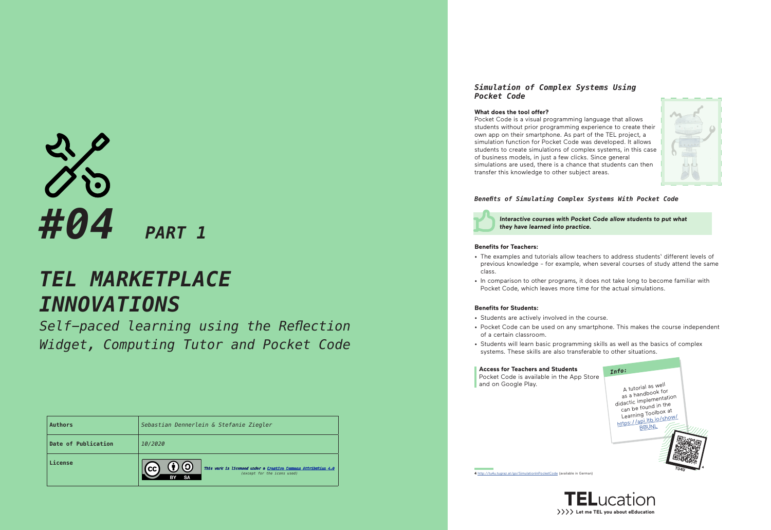# #04 PART 1

# TEL MARKETPLACE INNOVATIONS

*Self-paced learning using the Reflection Widget, Computing Tutor and Pocket Code*

| | |
|---|---|
| **Authors** | *Sebastian Dennerlein & Stefanie Ziegler* |
| **Date of Publication** | *10/2020* |
| **License** | *This work is licensed under a Creative Commons Attribution 4.0 (except for the icons used)* |

## *Simulation of Complex Systems Using Pocket Code*

**What does the tool offer?**

Pocket Code is a visual programming language that allows students without prior programming experience to create their own app on their smartphone. As part of the TEL project, a simulation function for Pocket Code was developed. It allows students to create simulations of complex systems, in this case of business models, in just a few clicks. Since general simulations are used, there is a chance that students can then transfer this knowledge to other subject areas.

### *Benefits of Simulating Complex Systems With Pocket Code*

***Interactive courses with Pocket Code allow students to put what they have learned into practice.***

**Benefits for Teachers:**

- The examples and tutorials allow teachers to address students' different levels of previous knowledge – for example, when several courses of study attend the same class.
- In comparison to other programs, it does not take long to become familiar with Pocket Code, which leaves more time for the actual simulations.

**Benefits for Students:**

- Students are actively involved in the course.
- Pocket Code can be used on any smartphone. This makes the course independent of a certain classroom.
- Students will learn basic programming skills as well as the basics of complex systems. These skills are also transferable to other situations.

**Access for Teachers and Students**

Pocket Code is available in the App Store and on Google Play.

*Info:*

A tutorial as well as a handbook for didactic implementation can be found in the Learning Toolbox at https://api.ltb.io/show/BBUNL

TU4U [4]

4 http://tu4u.tugraz.at/go/SimulationInPocketCode (available in German)

TELucation
›››› Let me TEL you about eEducation